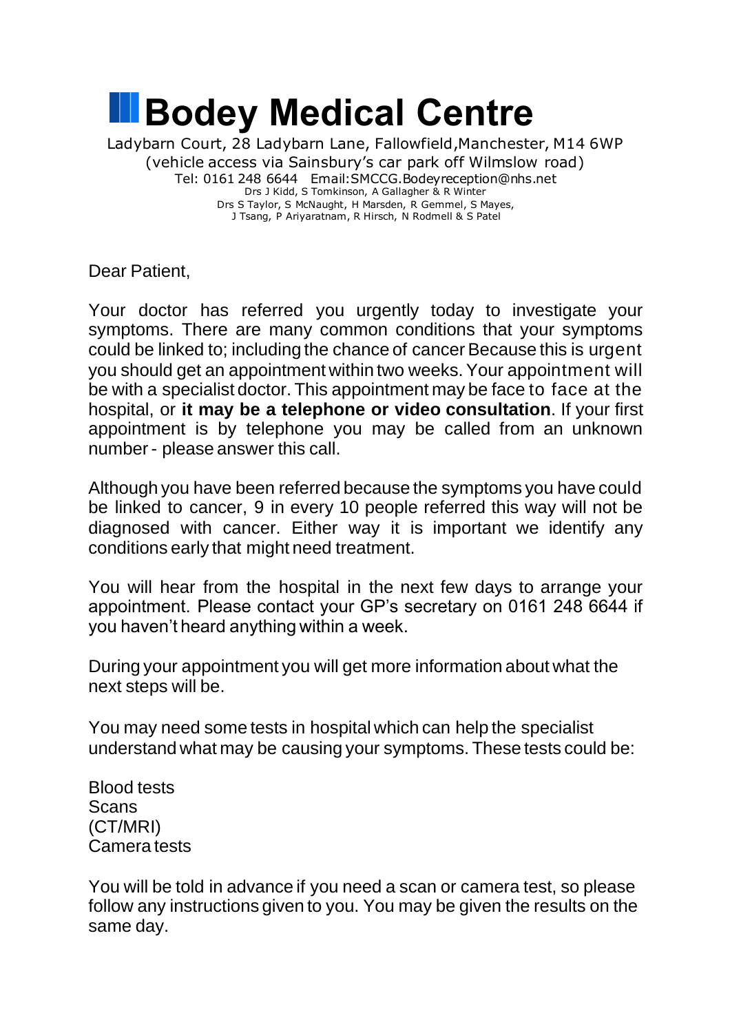# Bodey Medical Centre

Ladybarn Court, 28 Ladybarn Lane, Fallowfield,Manchester, M14 6WP
(vehicle access via Sainsbury's car park off Wilmslow road)
Tel: 0161 248 6644 Email:SMCCG.Bodeyreception@nhs.net
Drs J Kidd, S Tomkinson, A Gallagher & R Winter
Drs S Taylor, S McNaught, H Marsden, R Gemmel, S Mayes,
J Tsang, P Ariyaratnam, R Hirsch, N Rodmell & S Patel

Dear Patient,

Your doctor has referred you urgently today to investigate your symptoms. There are many common conditions that your symptoms could be linked to; including the chance of cancer Because this is urgent you should get an appointment within two weeks. Your appointment will be with a specialist doctor. This appointment may be face to face at the hospital, or **it may be a telephone or video consultation**. If your first appointment is by telephone you may be called from an unknown number - please answer this call.

Although you have been referred because the symptoms you have could be linked to cancer, 9 in every 10 people referred this way will not be diagnosed with cancer. Either way it is important we identify any conditions early that might need treatment.

You will hear from the hospital in the next few days to arrange your appointment. Please contact your GP's secretary on 0161 248 6644 if you haven't heard anything within a week.

During your appointment you will get more information about what the next steps will be.

You may need some tests in hospital which can help the specialist understand what may be causing your symptoms. These tests could be:

Blood tests
Scans
(CT/MRI)
Camera tests

You will be told in advance if you need a scan or camera test, so please follow any instructions given to you. You may be given the results on the same day.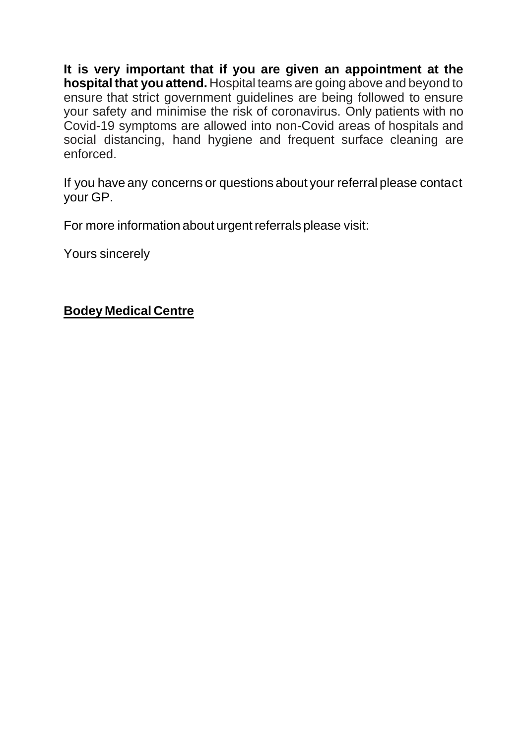**It is very important that if you are given an appointment at the hospital that you attend.** Hospital teams are going above and beyond to ensure that strict government guidelines are being followed to ensure your safety and minimise the risk of coronavirus. Only patients with no Covid-19 symptoms are allowed into non-Covid areas of hospitals and social distancing, hand hygiene and frequent surface cleaning are enforced.

If you have any concerns or questions about your referral please contact your GP.

For more information about urgent referrals please visit:

Yours sincerely

**Bodey Medical Centre**